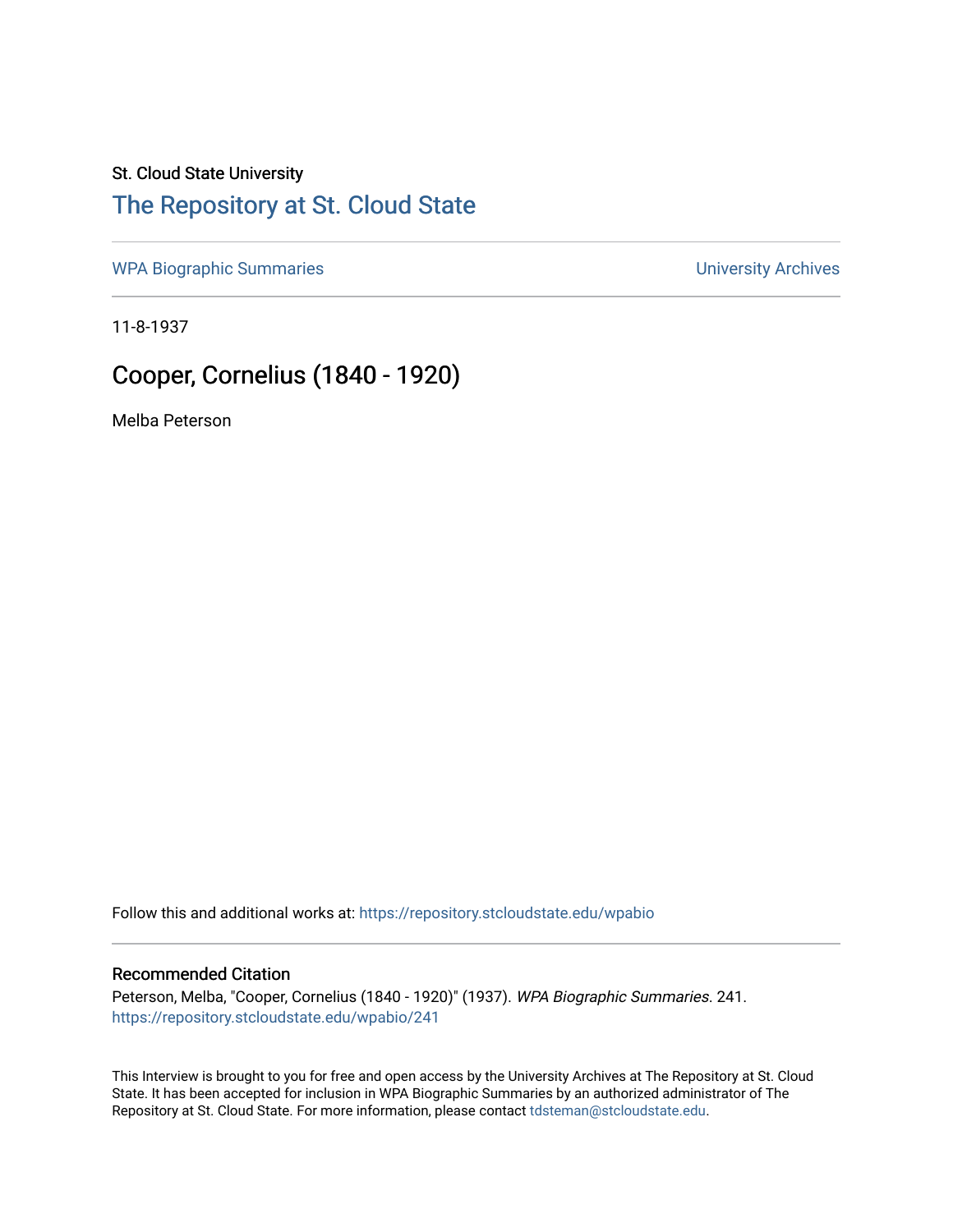St. Cloud State University

# The Repository at St. Cloud State

WPA Biographic Summaries

University Archives

11-8-1937

## Cooper, Cornelius (1840 - 1920)

Melba Peterson

Follow this and additional works at: https://repository.stcloudstate.edu/wpabio

### Recommended Citation

Peterson, Melba, "Cooper, Cornelius (1840 - 1920)" (1937). *WPA Biographic Summaries*. 241.
https://repository.stcloudstate.edu/wpabio/241

This Interview is brought to you for free and open access by the University Archives at The Repository at St. Cloud State. It has been accepted for inclusion in WPA Biographic Summaries by an authorized administrator of The Repository at St. Cloud State. For more information, please contact tdsteman@stcloudstate.edu.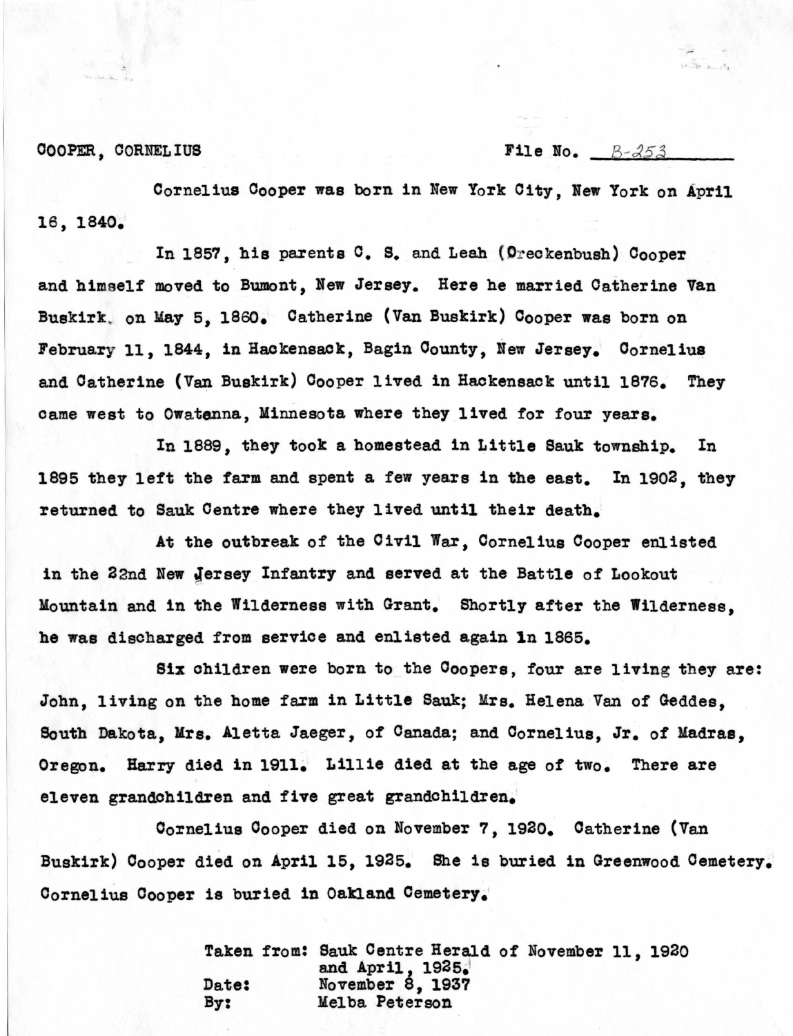COOPER, CORNELIUS                                                    File No. B-253

Cornelius Cooper was born in New York City, New York on April 16, 1840.

In 1857, his parents C. S. and Leah (Oreckenbush) Cooper and himself moved to Bumont, New Jersey. Here he married Catherine Van Buskirk, on May 5, 1860. Catherine (Van Buskirk) Cooper was born on February 11, 1844, in Hackensack, Bagin County, New Jersey. Cornelius and Catherine (Van Buskirk) Cooper lived in Hackensack until 1876. They came west to Owatonna, Minnesota where they lived for four years.

In 1889, they took a homestead in Little Sauk township. In 1895 they left the farm and spent a few years in the east. In 1902, they returned to Sauk Centre where they lived until their death.

At the outbreak of the Civil War, Cornelius Cooper enlisted in the 22nd New Jersey Infantry and served at the Battle of Lookout Mountain and in the Wilderness with Grant. Shortly after the Wilderness, he was discharged from service and enlisted again in 1865.

Six children were born to the Coopers, four are living they are: John, living on the home farm in Little Sauk; Mrs. Helena Van of Geddes, South Dakota, Mrs. Aletta Jaeger, of Canada; and Cornelius, Jr. of Madras, Oregon. Harry died in 1911. Lillie died at the age of two. There are eleven grandchildren and five great grandchildren.

Cornelius Cooper died on November 7, 1920. Catherine (Van Buskirk) Cooper died on April 15, 1925. She is buried in Greenwood Cemetery. Cornelius Cooper is buried in Oakland Cemetery.

Taken from: Sauk Centre Herald of November 11, 1920 and April, 1925.
Date: November 8, 1937
By: Melba Peterson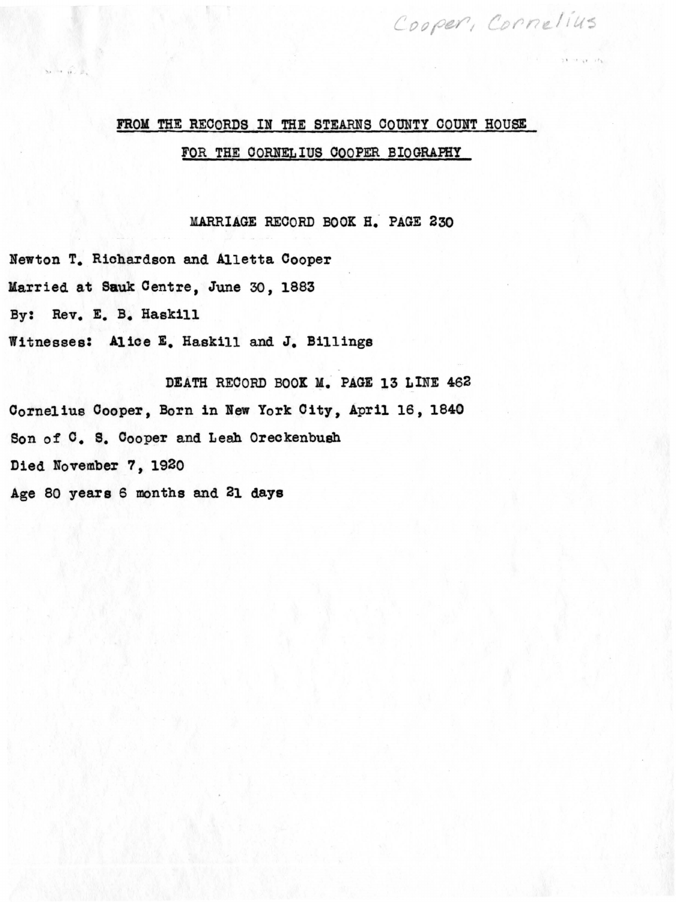Cooper, Cornelius

## FROM THE RECORDS IN THE STEARNS COUNTY COUNT HOUSE
## FOR THE CORNELIUS COOPER BIOGRAPHY

### MARRIAGE RECORD BOOK H. PAGE 230

Newton T. Richardson and Alletta Cooper

Married at Sauk Centre, June 30, 1883

By: Rev. E. B. Haskill

Witnesses: Alice E. Haskill and J. Billings

### DEATH RECORD BOOK M. PAGE 13 LINE 462

Cornelius Cooper, Born in New York City, April 16, 1840

Son of C. S. Cooper and Leah Oreckenbush

Died November 7, 1920

Age 80 years 6 months and 21 days